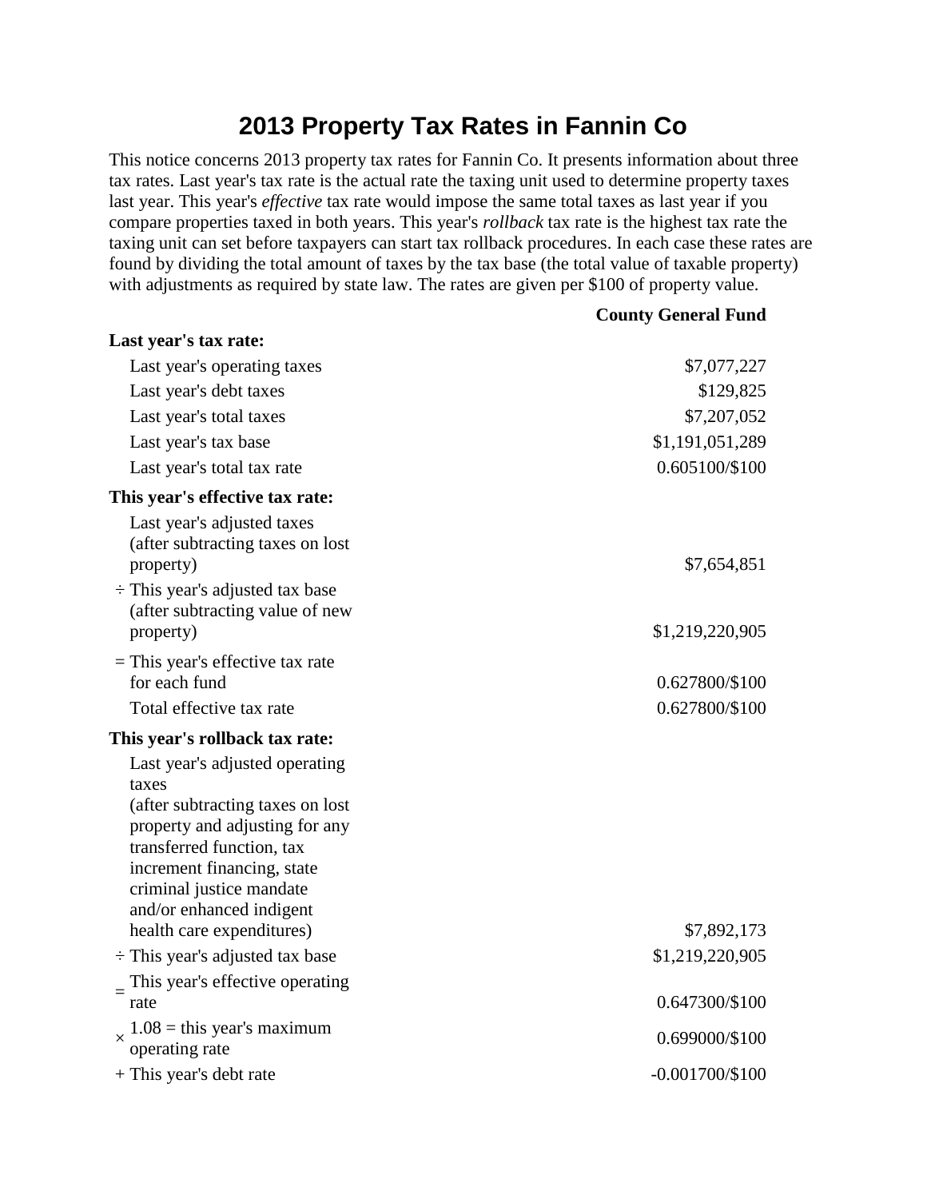# 2013 Property Tax Rates in Fannin Co

This notice concerns 2013 property tax rates for Fannin Co. It presents information about three tax rates. Last year's tax rate is the actual rate the taxing unit used to determine property taxes last year. This year's *effective* tax rate would impose the same total taxes as last year if you compare properties taxed in both years. This year's *rollback* tax rate is the highest tax rate the taxing unit can set before taxpayers can start tax rollback procedures. In each case these rates are found by dividing the total amount of taxes by the tax base (the total value of taxable property) with adjustments as required by state law. The rates are given per $100 of property value.

| | County General Fund |
|---|---|
| **Last year's tax rate:** | |
| Last year's operating taxes | $7,077,227 |
| Last year's debt taxes | $129,825 |
| Last year's total taxes | $7,207,052 |
| Last year's tax base | $1,191,051,289 |
| Last year's total tax rate | 0.605100/$100 |
| **This year's effective tax rate:** | |
| Last year's adjusted taxes (after subtracting taxes on lost property) | $7,654,851 |
| ÷ This year's adjusted tax base (after subtracting value of new property) | $1,219,220,905 |
| = This year's effective tax rate for each fund | 0.627800/$100 |
| Total effective tax rate | 0.627800/$100 |
| **This year's rollback tax rate:** | |
| Last year's adjusted operating taxes (after subtracting taxes on lost property and adjusting for any transferred function, tax increment financing, state criminal justice mandate and/or enhanced indigent health care expenditures) | $7,892,173 |
| ÷ This year's adjusted tax base | $1,219,220,905 |
| = This year's effective operating rate | 0.647300/$100 |
| × 1.08 = this year's maximum operating rate | 0.699000/$100 |
| + This year's debt rate | -0.001700/$100 |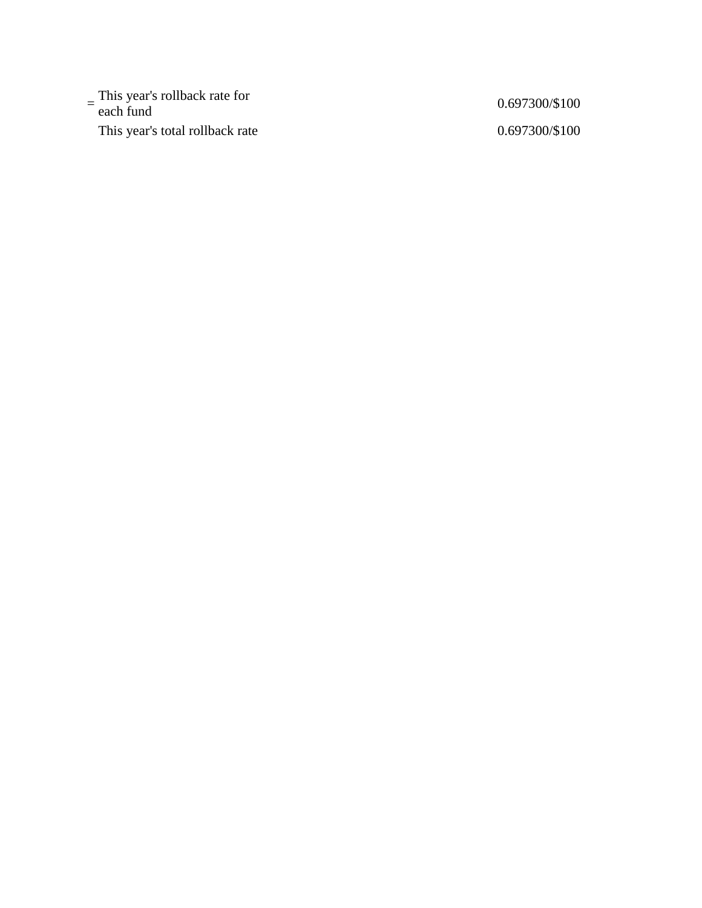| | | |
|---|---|---|
| = | This year's rollback rate for each fund | 0.697300/$100 |
| | This year's total rollback rate | 0.697300/$100 |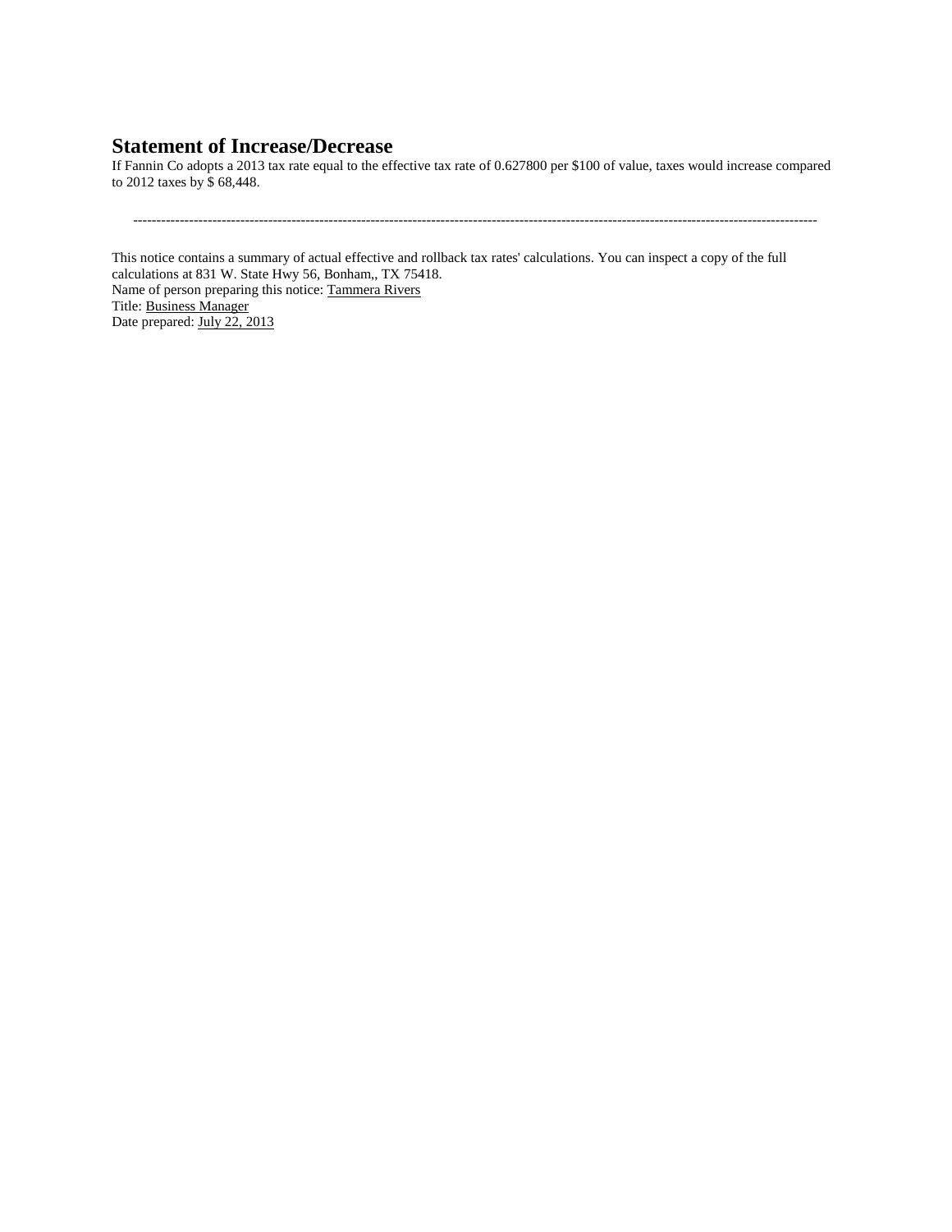## Statement of Increase/Decrease

If Fannin Co adopts a 2013 tax rate equal to the effective tax rate of 0.627800 per $100 of value, taxes would increase compared to 2012 taxes by $ 68,448.

---

This notice contains a summary of actual effective and rollback tax rates' calculations. You can inspect a copy of the full calculations at 831 W. State Hwy 56, Bonham,, TX 75418.
Name of person preparing this notice: Tammera Rivers
Title: Business Manager
Date prepared: July 22, 2013